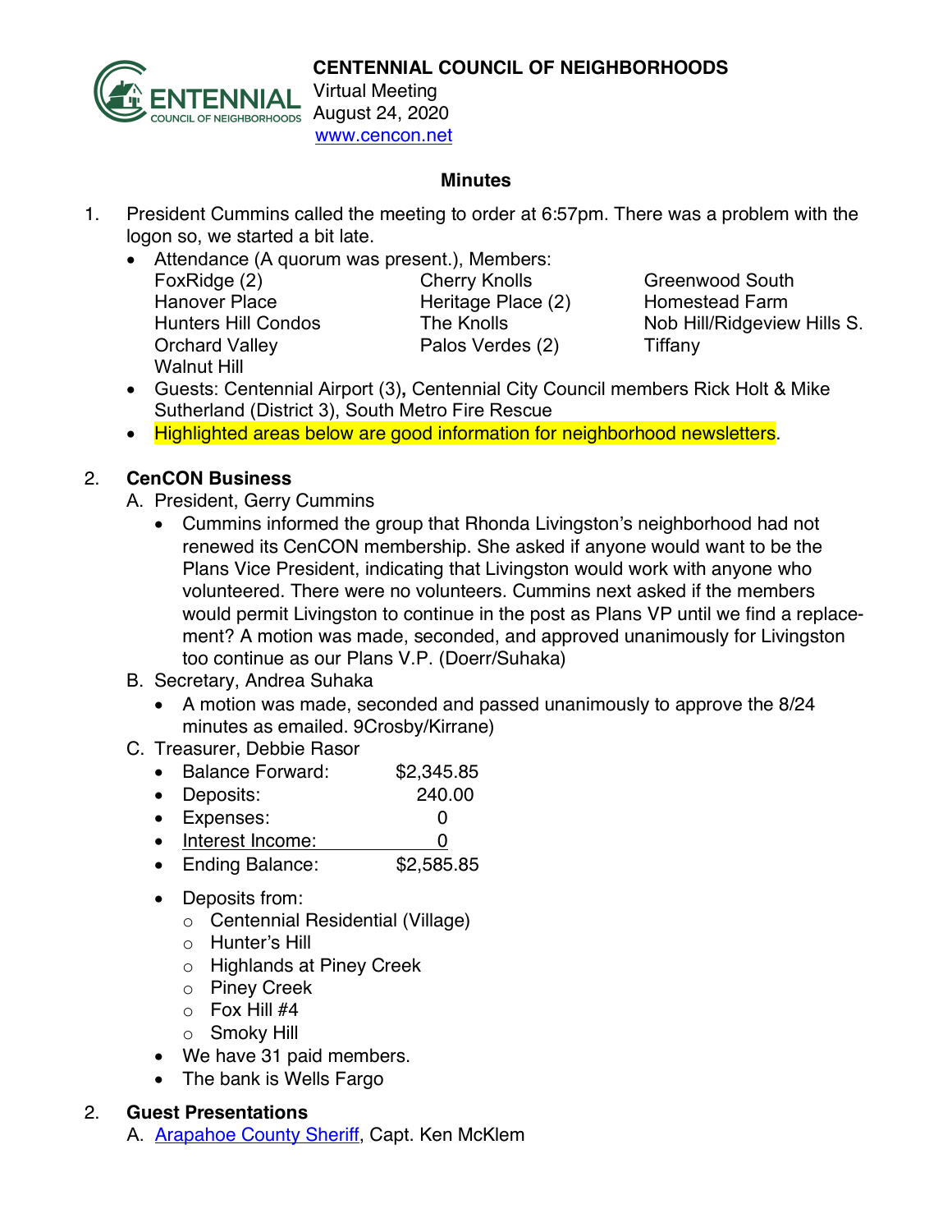**CENTENNIAL COUNCIL OF NEIGHBORHOODS**
Virtual Meeting
August 24, 2020
www.cencon.net

## Minutes

1. President Cummins called the meeting to order at 6:57pm. There was a problem with the logon so, we started a bit late.
   - Attendance (A quorum was present.), Members:

     | | | |
     |---|---|---|
     | FoxRidge (2) | Cherry Knolls | Greenwood South |
     | Hanover Place | Heritage Place (2) | Homestead Farm |
     | Hunters Hill Condos | The Knolls | Nob Hill/Ridgeview Hills S. |
     | Orchard Valley | Palos Verdes (2) | Tiffany |
     | Walnut Hill | | |

   - Guests: Centennial Airport (3)**,** Centennial City Council members Rick Holt & Mike Sutherland (District 3), South Metro Fire Rescue
   - Highlighted areas below are good information for neighborhood newsletters.

2. **CenCON Business**

   A. President, Gerry Cummins
   - Cummins informed the group that Rhonda Livingston's neighborhood had not renewed its CenCON membership. She asked if anyone would want to be the Plans Vice President, indicating that Livingston would work with anyone who volunteered. There were no volunteers. Cummins next asked if the members would permit Livingston to continue in the post as Plans VP until we find a replace-ment? A motion was made, seconded, and approved unanimously for Livingston too continue as our Plans V.P. (Doerr/Suhaka)

   B. Secretary, Andrea Suhaka
   - A motion was made, seconded and passed unanimously to approve the 8/24 minutes as emailed. 9Crosby/Kirrane)

   C. Treasurer, Debbie Rasor
   - Balance Forward: $2,345.85
   - Deposits: 240.00
   - Expenses: 0
   - Interest Income: 0
   - Ending Balance: $2,585.85

   - Deposits from:
     - Centennial Residential (Village)
     - Hunter's Hill
     - Highlands at Piney Creek
     - Piney Creek
     - Fox Hill #4
     - Smoky Hill
   - We have 31 paid members.
   - The bank is Wells Fargo

2. **Guest Presentations**

   A. Arapahoe County Sheriff, Capt. Ken McKlem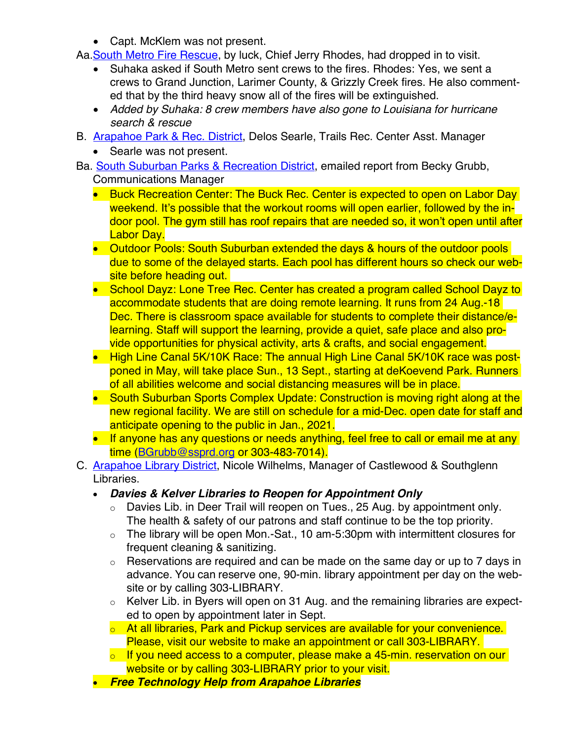- Capt. McKlem was not present.

Aa. [South Metro Fire Rescue](), by luck, Chief Jerry Rhodes, had dropped in to visit.

- Suhaka asked if South Metro sent crews to the fires. Rhodes: Yes, we sent a crews to Grand Junction, Larimer County, & Grizzly Creek fires. He also commented that by the third heavy snow all of the fires will be extinguished.
- *Added by Suhaka: 8 crew members have also gone to Louisiana for hurricane search & rescue*

B. [Arapahoe Park & Rec. District](), Delos Searle, Trails Rec. Center Asst. Manager

- Searle was not present.

Ba. [South Suburban Parks & Recreation District](), emailed report from Becky Grubb, Communications Manager

- Buck Recreation Center: The Buck Rec. Center is expected to open on Labor Day weekend. It's possible that the workout rooms will open earlier, followed by the indoor pool. The gym still has roof repairs that are needed so, it won't open until after Labor Day.
- Outdoor Pools: South Suburban extended the days & hours of the outdoor pools due to some of the delayed starts. Each pool has different hours so check our website before heading out.
- School Dayz: Lone Tree Rec. Center has created a program called School Dayz to accommodate students that are doing remote learning. It runs from 24 Aug.-18 Dec. There is classroom space available for students to complete their distance/e-learning. Staff will support the learning, provide a quiet, safe place and also provide opportunities for physical activity, arts & crafts, and social engagement.
- High Line Canal 5K/10K Race: The annual High Line Canal 5K/10K race was postponed in May, will take place Sun., 13 Sept., starting at deKoevend Park. Runners of all abilities welcome and social distancing measures will be in place.
- South Suburban Sports Complex Update: Construction is moving right along at the new regional facility. We are still on schedule for a mid-Dec. open date for staff and anticipate opening to the public in Jan., 2021.
- If anyone has any questions or needs anything, feel free to call or email me at any time (BGrubb@ssprd.org or 303-483-7014).

C. [Arapahoe Library District](), Nicole Wilhelms, Manager of Castlewood & Southglenn Libraries.

- ***Davies & Kelver Libraries to Reopen for Appointment Only***
  - Davies Lib. in Deer Trail will reopen on Tues., 25 Aug. by appointment only. The health & safety of our patrons and staff continue to be the top priority.
  - The library will be open Mon.-Sat., 10 am-5:30pm with intermittent closures for frequent cleaning & sanitizing.
  - Reservations are required and can be made on the same day or up to 7 days in advance. You can reserve one, 90-min. library appointment per day on the website or by calling 303-LIBRARY.
  - Kelver Lib. in Byers will open on 31 Aug. and the remaining libraries are expected to open by appointment later in Sept.
  - At all libraries, Park and Pickup services are available for your convenience. Please, visit our website to make an appointment or call 303-LIBRARY.
  - If you need access to a computer, please make a 45-min. reservation on our website or by calling 303-LIBRARY prior to your visit.
- ***Free Technology Help from Arapahoe Libraries***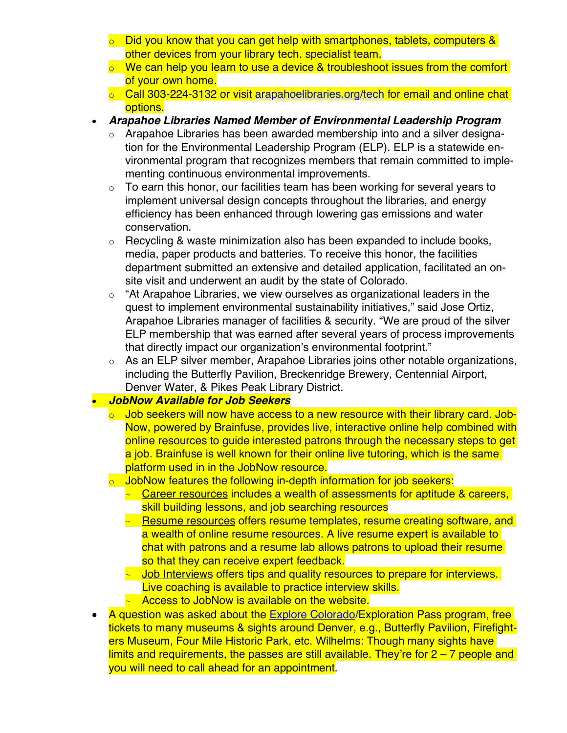- Did you know that you can get help with smartphones, tablets, computers & other devices from your library tech. specialist team.
    - We can help you learn to use a device & troubleshoot issues from the comfort of your own home.
    - Call 303-224-3132 or visit [arapahoelibraries.org/tech](arapahoelibraries.org/tech) for email and online chat options.
- ***Arapahoe Libraries Named Member of Environmental Leadership Program***
    - Arapahoe Libraries has been awarded membership into and a silver designation for the Environmental Leadership Program (ELP). ELP is a statewide environmental program that recognizes members that remain committed to implementing continuous environmental improvements.
    - To earn this honor, our facilities team has been working for several years to implement universal design concepts throughout the libraries, and energy efficiency has been enhanced through lowering gas emissions and water conservation.
    - Recycling & waste minimization also has been expanded to include books, media, paper products and batteries. To receive this honor, the facilities department submitted an extensive and detailed application, facilitated an on-site visit and underwent an audit by the state of Colorado.
    - "At Arapahoe Libraries, we view ourselves as organizational leaders in the quest to implement environmental sustainability initiatives," said Jose Ortiz, Arapahoe Libraries manager of facilities & security. "We are proud of the silver ELP membership that was earned after several years of process improvements that directly impact our organization's environmental footprint."
    - As an ELP silver member, Arapahoe Libraries joins other notable organizations, including the Butterfly Pavilion, Breckenridge Brewery, Centennial Airport, Denver Water, & Pikes Peak Library District.
- ***JobNow Available for Job Seekers***
    - Job seekers will now have access to a new resource with their library card. JobNow, powered by Brainfuse, provides live, interactive online help combined with online resources to guide interested patrons through the necessary steps to get a job. Brainfuse is well known for their online live tutoring, which is the same platform used in in the JobNow resource.
    - JobNow features the following in-depth information for job seekers:
        - <u>Career resources</u> includes a wealth of assessments for aptitude & careers, skill building lessons, and job searching resources
        - <u>Resume resources</u> offers resume templates, resume creating software, and a wealth of online resume resources. A live resume expert is available to chat with patrons and a resume lab allows patrons to upload their resume so that they can receive expert feedback.
        - <u>Job Interviews</u> offers tips and quality resources to prepare for interviews. Live coaching is available to practice interview skills.
        - Access to JobNow is available on the website.
- A question was asked about the [Explore Colorado](Explore Colorado)/Exploration Pass program, free tickets to many museums & sights around Denver, e.g., Butterfly Pavilion, Firefighters Museum, Four Mile Historic Park, etc. Wilhelms: Though many sights have limits and requirements, the passes are still available. They're for 2 – 7 people and you will need to call ahead for an appointment.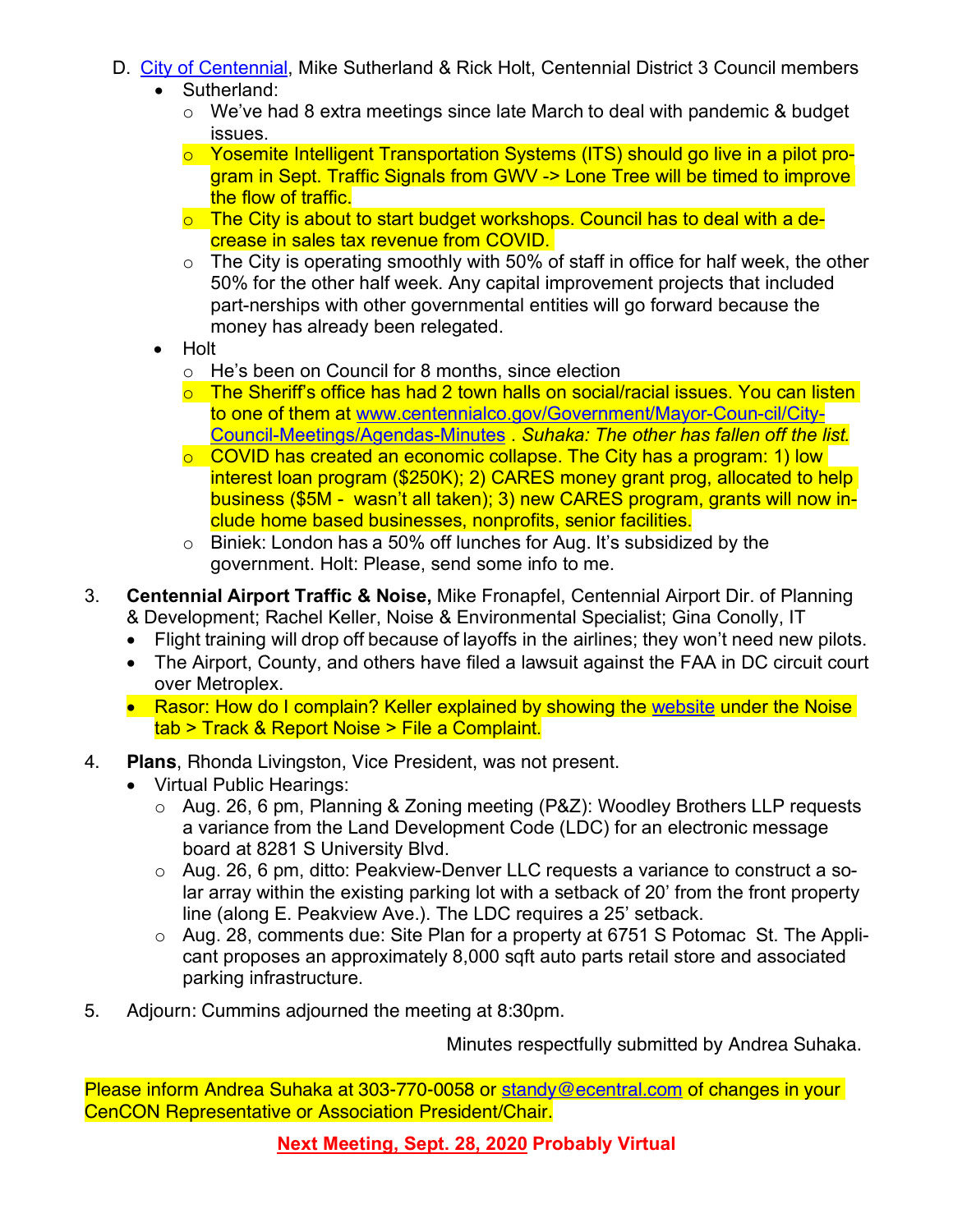D. City of Centennial, Mike Sutherland & Rick Holt, Centennial District 3 Council members

- Sutherland:
  - We've had 8 extra meetings since late March to deal with pandemic & budget issues.
  - Yosemite Intelligent Transportation Systems (ITS) should go live in a pilot program in Sept. Traffic Signals from GWV -> Lone Tree will be timed to improve the flow of traffic.
  - The City is about to start budget workshops. Council has to deal with a decrease in sales tax revenue from COVID.
  - The City is operating smoothly with 50% of staff in office for half week, the other 50% for the other half week. Any capital improvement projects that included part-nerships with other governmental entities will go forward because the money has already been relegated.
- Holt
  - He's been on Council for 8 months, since election
  - The Sheriff's office has had 2 town halls on social/racial issues. You can listen to one of them at www.centennialco.gov/Government/Mayor-Coun-cil/City-Council-Meetings/Agendas-Minutes . *Suhaka: The other has fallen off the list.*
  - COVID has created an economic collapse. The City has a program: 1) low interest loan program ($250K); 2) CARES money grant prog, allocated to help business ($5M - wasn't all taken); 3) new CARES program, grants will now include home based businesses, nonprofits, senior facilities.
  - Biniek: London has a 50% off lunches for Aug. It's subsidized by the government. Holt: Please, send some info to me.

3. **Centennial Airport Traffic & Noise,** Mike Fronapfel, Centennial Airport Dir. of Planning & Development; Rachel Keller, Noise & Environmental Specialist; Gina Conolly, IT
   - Flight training will drop off because of layoffs in the airlines; they won't need new pilots.
   - The Airport, County, and others have filed a lawsuit against the FAA in DC circuit court over Metroplex.
   - Rasor: How do I complain? Keller explained by showing the website under the Noise tab > Track & Report Noise > File a Complaint.

4. **Plans**, Rhonda Livingston, Vice President, was not present.
   - Virtual Public Hearings:
     - Aug. 26, 6 pm, Planning & Zoning meeting (P&Z): Woodley Brothers LLP requests a variance from the Land Development Code (LDC) for an electronic message board at 8281 S University Blvd.
     - Aug. 26, 6 pm, ditto: Peakview-Denver LLC requests a variance to construct a solar array within the existing parking lot with a setback of 20' from the front property line (along E. Peakview Ave.). The LDC requires a 25' setback.
     - Aug. 28, comments due: Site Plan for a property at 6751 S Potomac St. The Applicant proposes an approximately 8,000 sqft auto parts retail store and associated parking infrastructure.

5. Adjourn: Cummins adjourned the meeting at 8:30pm.

Minutes respectfully submitted by Andrea Suhaka.

Please inform Andrea Suhaka at 303-770-0058 or standy@ecentral.com of changes in your CenCON Representative or Association President/Chair.

**Next Meeting, Sept. 28, 2020 Probably Virtual**